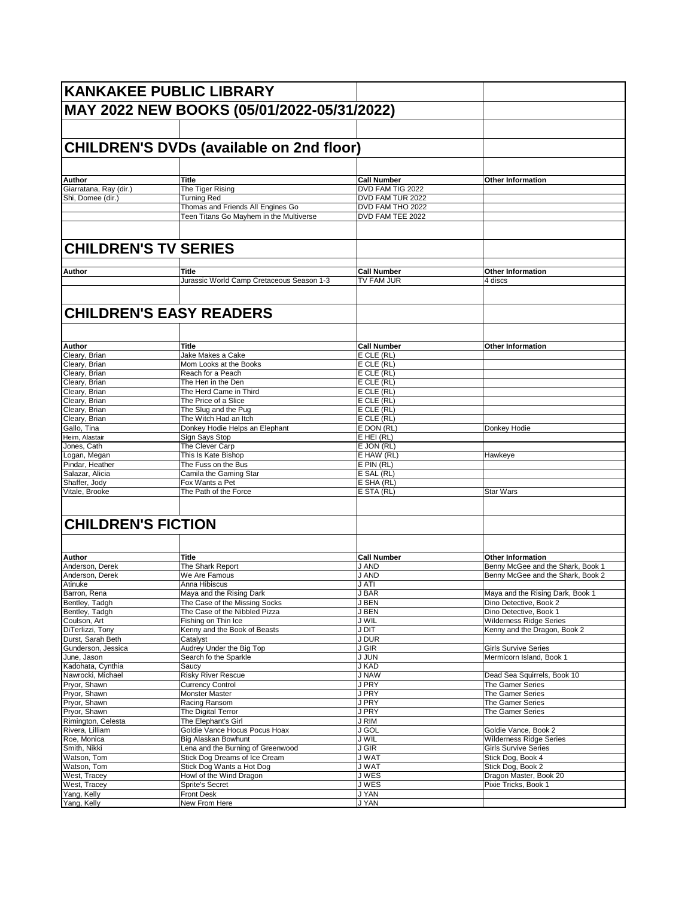# KANKAKEE PUBLIC LIBRARY

## MAY 2022 NEW BOOKS (05/01/2022-05/31/2022)

## CHILDREN'S DVDs (available on 2nd floor)

| Author | Title | Call Number | Other Information |
|---|---|---|---|
| Giarratana, Ray (dir.) | The Tiger Rising | DVD FAM TIG 2022 | |
| Shi, Domee (dir.) | Turning Red | DVD FAM TUR 2022 | |
| | Thomas and Friends All Engines Go | DVD FAM THO 2022 | |
| | Teen Titans Go Mayhem in the Multiverse | DVD FAM TEE 2022 | |

## CHILDREN'S TV SERIES

| Author | Title | Call Number | Other Information |
|---|---|---|---|
| | Jurassic World Camp Cretaceous Season 1-3 | TV FAM JUR | 4 discs |

## CHILDREN'S EASY READERS

| Author | Title | Call Number | Other Information |
|---|---|---|---|
| Cleary, Brian | Jake Makes a Cake | E CLE (RL) | |
| Cleary, Brian | Mom Looks at the Books | E CLE (RL) | |
| Cleary, Brian | Reach for a Peach | E CLE (RL) | |
| Cleary, Brian | The Hen in the Den | E CLE (RL) | |
| Cleary, Brian | The Herd Came in Third | E CLE (RL) | |
| Cleary, Brian | The Price of a Slice | E CLE (RL) | |
| Cleary, Brian | The Slug and the Pug | E CLE (RL) | |
| Cleary, Brian | The Witch Had an Itch | E CLE (RL) | |
| Gallo, Tina | Donkey Hodie Helps an Elephant | E DON (RL) | Donkey Hodie |
| Heim, Alastair | Sign Says Stop | E HEI (RL) | |
| Jones, Cath | The Clever Carp | E JON (RL) | |
| Logan, Megan | This Is Kate Bishop | E HAW (RL) | Hawkeye |
| Pindar, Heather | The Fuss on the Bus | E PIN (RL) | |
| Salazar, Alicia | Camila the Gaming Star | E SAL (RL) | |
| Shaffer, Jody | Fox Wants a Pet | E SHA (RL) | |
| Vitale, Brooke | The Path of the Force | E STA (RL) | Star Wars |

## CHILDREN'S FICTION

| Author | Title | Call Number | Other Information |
|---|---|---|---|
| Anderson, Derek | The Shark Report | J AND | Benny McGee and the Shark, Book 1 |
| Anderson, Derek | We Are Famous | J AND | Benny McGee and the Shark, Book 2 |
| Atinuke | Anna Hibiscus | J ATI | |
| Barron, Rena | Maya and the Rising Dark | J BAR | Maya and the Rising Dark, Book 1 |
| Bentley, Tadgh | The Case of the Missing Socks | J BEN | Dino Detective, Book 2 |
| Bentley, Tadgh | The Case of the Nibbled Pizza | J BEN | Dino Detective, Book 1 |
| Coulson, Art | Fishing on Thin Ice | J WIL | Wilderness Ridge Series |
| DiTerlizzi, Tony | Kenny and the Book of Beasts | J DIT | Kenny and the Dragon, Book 2 |
| Durst, Sarah Beth | Catalyst | J DUR | |
| Gunderson, Jessica | Audrey Under the Big Top | J GIR | Girls Survive Series |
| June, Jason | Search fo the Sparkle | J JUN | Mermicorn Island, Book 1 |
| Kadohata, Cynthia | Saucy | J KAD | |
| Nawrocki, Michael | Risky River Rescue | J NAW | Dead Sea Squirrels, Book 10 |
| Pryor, Shawn | Currency Control | J PRY | The Gamer Series |
| Pryor, Shawn | Monster Master | J PRY | The Gamer Series |
| Pryor, Shawn | Racing Ransom | J PRY | The Gamer Series |
| Pryor, Shawn | The Digital Terror | J PRY | The Gamer Series |
| Rimington, Celesta | The Elephant's Girl | J RIM | |
| Rivera, Lilliam | Goldie Vance Hocus Pocus Hoax | J GOL | Goldie Vance, Book 2 |
| Roe, Monica | Big Alaskan Bowhunt | J WIL | Wilderness Ridge Series |
| Smith, Nikki | Lena and the Burning of Greenwood | J GIR | Girls Survive Series |
| Watson, Tom | Stick Dog Dreams of Ice Cream | J WAT | Stick Dog, Book 4 |
| Watson, Tom | Stick Dog Wants a Hot Dog | J WAT | Stick Dog, Book 2 |
| West, Tracey | Howl of the Wind Dragon | J WES | Dragon Master, Book 20 |
| West, Tracey | Sprite's Secret | J WES | Pixie Tricks, Book 1 |
| Yang, Kelly | Front Desk | J YAN | |
| Yang, Kelly | New From Here | J YAN | |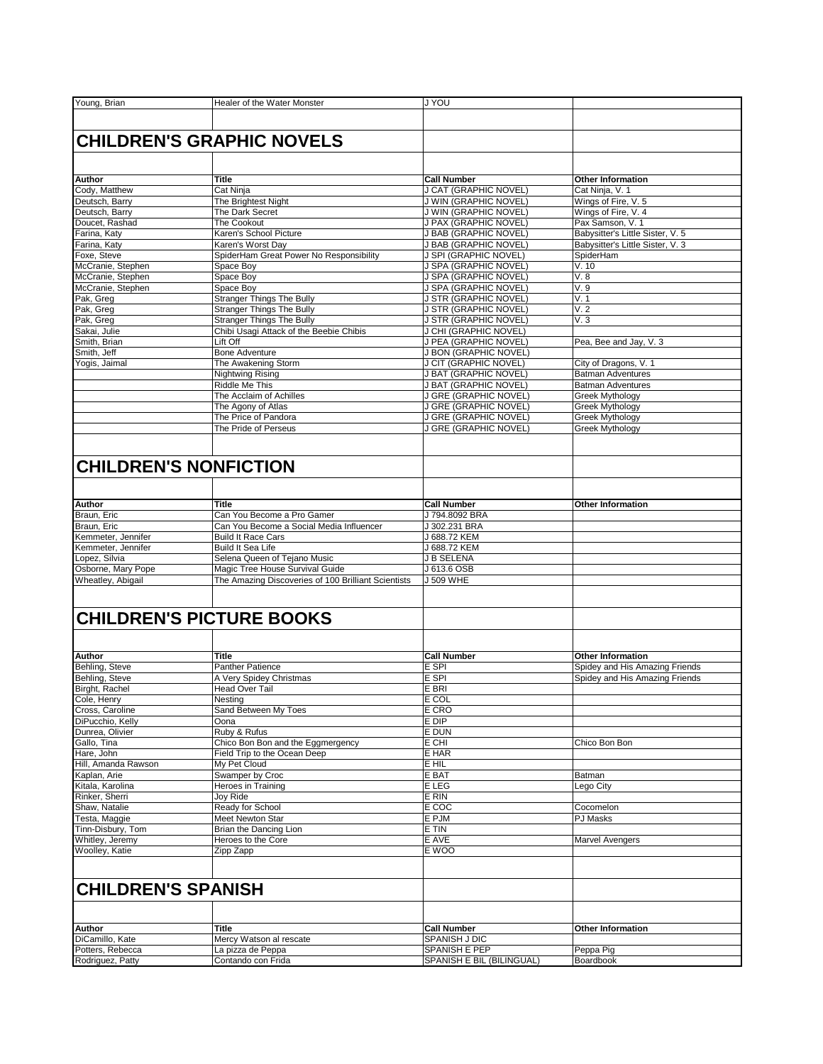| Young, Brian | Healer of the Water Monster | J YOU | |
|---|---|---|---|

## CHILDREN'S GRAPHIC NOVELS

| Author | Title | Call Number | Other Information |
|---|---|---|---|
| Cody, Matthew | Cat Ninja | J CAT (GRAPHIC NOVEL) | Cat Ninja, V. 1 |
| Deutsch, Barry | The Brightest Night | J WIN (GRAPHIC NOVEL) | Wings of Fire, V. 5 |
| Deutsch, Barry | The Dark Secret | J WIN (GRAPHIC NOVEL) | Wings of Fire, V. 4 |
| Doucet, Rashad | The Cookout | J PAX (GRAPHIC NOVEL) | Pax Samson, V. 1 |
| Farina, Katy | Karen's School Picture | J BAB (GRAPHIC NOVEL) | Babysitter's Little Sister, V. 5 |
| Farina, Katy | Karen's Worst Day | J BAB (GRAPHIC NOVEL) | Babysitter's Little Sister, V. 3 |
| Foxe, Steve | SpiderHam Great Power No Responsibility | J SPI (GRAPHIC NOVEL) | SpiderHam |
| McCranie, Stephen | Space Boy | J SPA (GRAPHIC NOVEL) | V. 10 |
| McCranie, Stephen | Space Boy | J SPA (GRAPHIC NOVEL) | V. 8 |
| McCranie, Stephen | Space Boy | J SPA (GRAPHIC NOVEL) | V. 9 |
| Pak, Greg | Stranger Things The Bully | J STR (GRAPHIC NOVEL) | V. 1 |
| Pak, Greg | Stranger Things The Bully | J STR (GRAPHIC NOVEL) | V. 2 |
| Pak, Greg | Stranger Things The Bully | J STR (GRAPHIC NOVEL) | V. 3 |
| Sakai, Julie | Chibi Usagi Attack of the Beebie Chibis | J CHI (GRAPHIC NOVEL) | |
| Smith, Brian | Lift Off | J PEA (GRAPHIC NOVEL) | Pea, Bee and Jay, V. 3 |
| Smith, Jeff | Bone Adventure | J BON (GRAPHIC NOVEL) | |
| Yogis, Jaimal | The Awakening Storm | J CIT (GRAPHIC NOVEL) | City of Dragons, V. 1 |
| | Nightwing Rising | J BAT (GRAPHIC NOVEL) | Batman Adventures |
| | Riddle Me This | J BAT (GRAPHIC NOVEL) | Batman Adventures |
| | The Acclaim of Achilles | J GRE (GRAPHIC NOVEL) | Greek Mythology |
| | The Agony of Atlas | J GRE (GRAPHIC NOVEL) | Greek Mythology |
| | The Price of Pandora | J GRE (GRAPHIC NOVEL) | Greek Mythology |
| | The Pride of Perseus | J GRE (GRAPHIC NOVEL) | Greek Mythology |

## CHILDREN'S NONFICTION

| Author | Title | Call Number | Other Information |
|---|---|---|---|
| Braun, Eric | Can You Become a Pro Gamer | J 794.8092 BRA | |
| Braun, Eric | Can You Become a Social Media Influencer | J 302.231 BRA | |
| Kemmeter, Jennifer | Build It Race Cars | J 688.72 KEM | |
| Kemmeter, Jennifer | Build It Sea Life | J 688.72 KEM | |
| Lopez, Silvia | Selena Queen of Tejano Music | J B SELENA | |
| Osborne, Mary Pope | Magic Tree House Survival Guide | J 613.6 OSB | |
| Wheatley, Abigail | The Amazing Discoveries of 100 Brilliant Scientists | J 509 WHE | |

## CHILDREN'S PICTURE BOOKS

| Author | Title | Call Number | Other Information |
|---|---|---|---|
| Behling, Steve | Panther Patience | E SPI | Spidey and His Amazing Friends |
| Behling, Steve | A Very Spidey Christmas | E SPI | Spidey and His Amazing Friends |
| Birght, Rachel | Head Over Tail | E BRI | |
| Cole, Henry | Nesting | E COL | |
| Cross, Caroline | Sand Between My Toes | E CRO | |
| DiPucchio, Kelly | Oona | E DIP | |
| Dunrea, Olivier | Ruby & Rufus | E DUN | |
| Gallo, Tina | Chico Bon Bon and the Eggmergency | E CHI | Chico Bon Bon |
| Hare, John | Field Trip to the Ocean Deep | E HAR | |
| Hill, Amanda Rawson | My Pet Cloud | E HIL | |
| Kaplan, Arie | Swamper by Croc | E BAT | Batman |
| Kitala, Karolina | Heroes in Training | E LEG | Lego City |
| Rinker, Sherri | Joy Ride | E RIN | |
| Shaw, Natalie | Ready for School | E COC | Cocomelon |
| Testa, Maggie | Meet Newton Star | E PJM | PJ Masks |
| Tinn-Disbury, Tom | Brian the Dancing Lion | E TIN | |
| Whitley, Jeremy | Heroes to the Core | E AVE | Marvel Avengers |
| Woolley, Katie | Zipp Zapp | E WOO | |

## CHILDREN'S SPANISH

| Author | Title | Call Number | Other Information |
|---|---|---|---|
| DiCamillo, Kate | Mercy Watson al rescate | SPANISH J DIC | |
| Potters, Rebecca | La pizza de Peppa | SPANISH E PEP | Peppa Pig |
| Rodriguez, Patty | Contando con Frida | SPANISH E BIL (BILINGUAL) | Boardbook |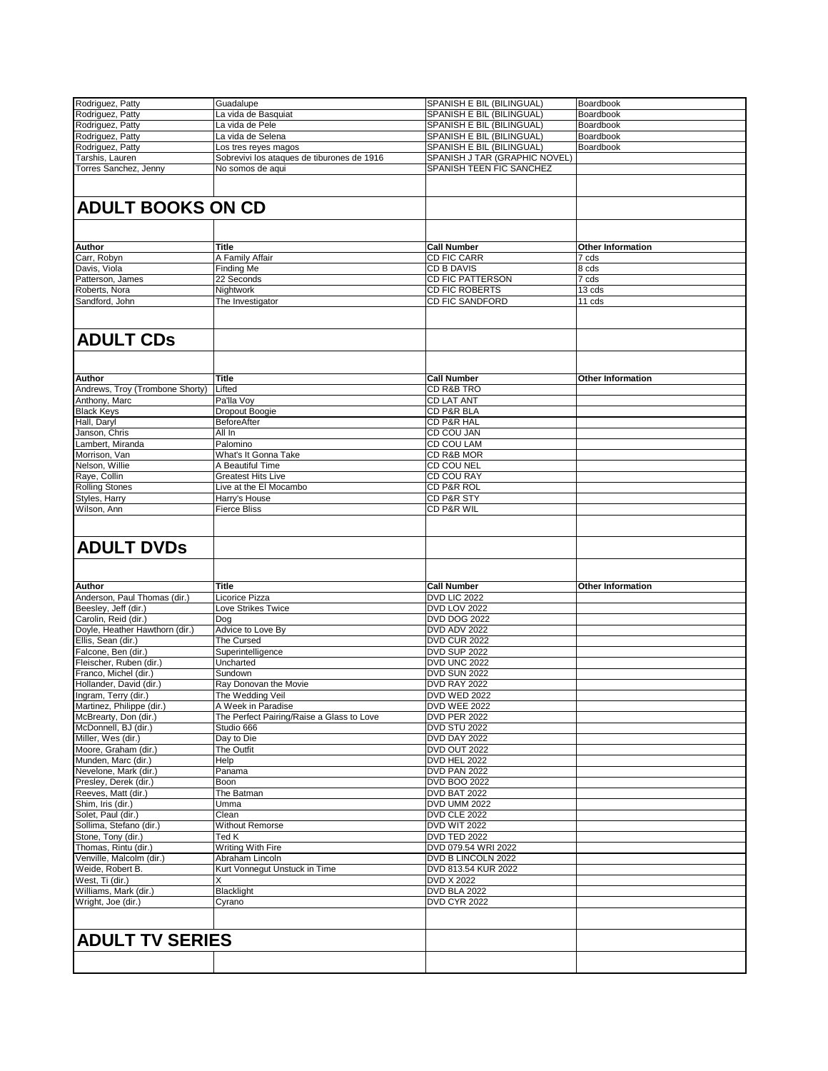| | | | |
|---|---|---|---|
| Rodriguez, Patty | Guadalupe | SPANISH E BIL (BILINGUAL) | Boardbook |
| Rodriguez, Patty | La vida de Basquiat | SPANISH E BIL (BILINGUAL) | Boardbook |
| Rodriguez, Patty | La vida de Pele | SPANISH E BIL (BILINGUAL) | Boardbook |
| Rodriguez, Patty | La vida de Selena | SPANISH E BIL (BILINGUAL) | Boardbook |
| Rodriguez, Patty | Los tres reyes magos | SPANISH E BIL (BILINGUAL) | Boardbook |
| Tarshis, Lauren | Sobrevivi los ataques de tiburones de 1916 | SPANISH J TAR (GRAPHIC NOVEL) | |
| Torres Sanchez, Jenny | No somos de aqui | SPANISH TEEN FIC SANCHEZ | |

## ADULT BOOKS ON CD

| Author | Title | Call Number | Other Information |
|---|---|---|---|
| Carr, Robyn | A Family Affair | CD FIC CARR | 7 cds |
| Davis, Viola | Finding Me | CD B DAVIS | 8 cds |
| Patterson, James | 22 Seconds | CD FIC PATTERSON | 7 cds |
| Roberts, Nora | Nightwork | CD FIC ROBERTS | 13 cds |
| Sandford, John | The Investigator | CD FIC SANDFORD | 11 cds |

## ADULT CDs

| Author | Title | Call Number | Other Information |
|---|---|---|---|
| Andrews, Troy (Trombone Shorty) | Lifted | CD R&B TRO | |
| Anthony, Marc | Pa'lla Voy | CD LAT ANT | |
| Black Keys | Dropout Boogie | CD P&R BLA | |
| Hall, Daryl | BeforeAfter | CD P&R HAL | |
| Janson, Chris | All In | CD COU JAN | |
| Lambert, Miranda | Palomino | CD COU LAM | |
| Morrison, Van | What's It Gonna Take | CD R&B MOR | |
| Nelson, Willie | A Beautiful Time | CD COU NEL | |
| Raye, Collin | Greatest Hits Live | CD COU RAY | |
| Rolling Stones | Live at the El Mocambo | CD P&R ROL | |
| Styles, Harry | Harry's House | CD P&R STY | |
| Wilson, Ann | Fierce Bliss | CD P&R WIL | |

## ADULT DVDs

| Author | Title | Call Number | Other Information |
|---|---|---|---|
| Anderson, Paul Thomas (dir.) | Licorice Pizza | DVD LIC 2022 | |
| Beesley, Jeff (dir.) | Love Strikes Twice | DVD LOV 2022 | |
| Carolin, Reid (dir.) | Dog | DVD DOG 2022 | |
| Doyle, Heather Hawthorn (dir.) | Advice to Love By | DVD ADV 2022 | |
| Ellis, Sean (dir.) | The Cursed | DVD CUR 2022 | |
| Falcone, Ben (dir.) | Superintelligence | DVD SUP 2022 | |
| Fleischer, Ruben (dir.) | Uncharted | DVD UNC 2022 | |
| Franco, Michel (dir.) | Sundown | DVD SUN 2022 | |
| Hollander, David (dir.) | Ray Donovan the Movie | DVD RAY 2022 | |
| Ingram, Terry (dir.) | The Wedding Veil | DVD WED 2022 | |
| Martinez, Philippe (dir.) | A Week in Paradise | DVD WEE 2022 | |
| McBrearty, Don (dir.) | The Perfect Pairing/Raise a Glass to Love | DVD PER 2022 | |
| McDonnell, BJ (dir.) | Studio 666 | DVD STU 2022 | |
| Miller, Wes (dir.) | Day to Die | DVD DAY 2022 | |
| Moore, Graham (dir.) | The Outfit | DVD OUT 2022 | |
| Munden, Marc (dir.) | Help | DVD HEL 2022 | |
| Nevelone, Mark (dir.) | Panama | DVD PAN 2022 | |
| Presley, Derek (dir.) | Boon | DVD BOO 2022 | |
| Reeves, Matt (dir.) | The Batman | DVD BAT 2022 | |
| Shim, Iris (dir.) | Umma | DVD UMM 2022 | |
| Solet, Paul (dir.) | Clean | DVD CLE 2022 | |
| Sollima, Stefano (dir.) | Without Remorse | DVD WIT 2022 | |
| Stone, Tony (dir.) | Ted K | DVD TED 2022 | |
| Thomas, Rintu (dir.) | Writing With Fire | DVD 079.54 WRI 2022 | |
| Venville, Malcolm (dir.) | Abraham Lincoln | DVD B LINCOLN 2022 | |
| Weide, Robert B. | Kurt Vonnegut Unstuck in Time | DVD 813.54 KUR 2022 | |
| West, Ti (dir.) | X | DVD X 2022 | |
| Williams, Mark (dir.) | Blacklight | DVD BLA 2022 | |
| Wright, Joe (dir.) | Cyrano | DVD CYR 2022 | |

## ADULT TV SERIES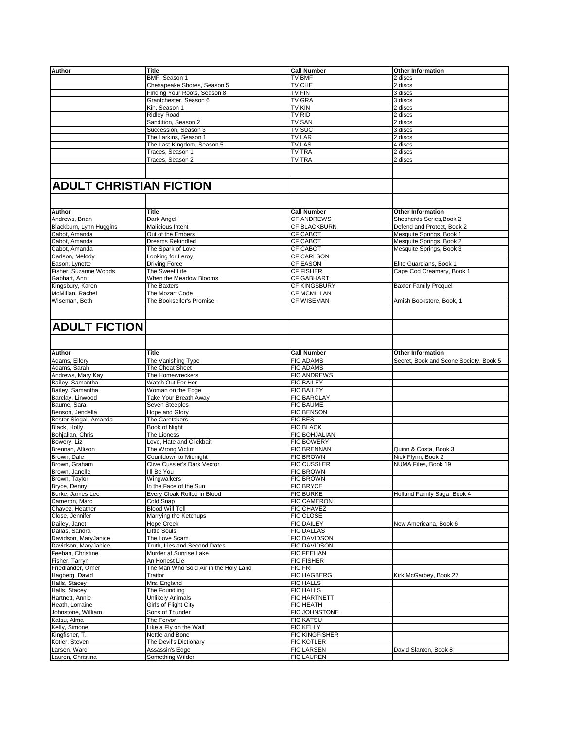| Author | Title | Call Number | Other Information |
|---|---|---|---|
| | BMF, Season 1 | TV BMF | 2 discs |
| | Chesapeake Shores, Season 5 | TV CHE | 2 discs |
| | Finding Your Roots, Season 8 | TV FIN | 3 discs |
| | Grantchester, Season 6 | TV GRA | 3 discs |
| | Kin, Season 1 | TV KIN | 2 discs |
| | Ridley Road | TV RID | 2 discs |
| | Sandition, Season 2 | TV SAN | 2 discs |
| | Succession, Season 3 | TV SUC | 3 discs |
| | The Larkins, Season 1 | TV LAR | 2 discs |
| | The Last Kingdom, Season 5 | TV LAS | 4 discs |
| | Traces, Season 1 | TV TRA | 2 discs |
| | Traces, Season 2 | TV TRA | 2 discs |

# ADULT CHRISTIAN FICTION

| Author | Title | Call Number | Other Information |
|---|---|---|---|
| Andrews, Brian | Dark Angel | CF ANDREWS | Shepherds Series,Book 2 |
| Blackburn, Lynn Huggins | Malicious Intent | CF BLACKBURN | Defend and Protect, Book 2 |
| Cabot, Amanda | Out of the Embers | CF CABOT | Mesquite Springs, Book 1 |
| Cabot, Amanda | Dreams Rekindled | CF CABOT | Mesquite Springs, Book 2 |
| Cabot, Amanda | The Spark of Love | CF CABOT | Mesquite Springs, Book 3 |
| Carlson, Melody | Looking for Leroy | CF CARLSON | |
| Eason, Lynette | Driving Force | CF EASON | Elite Guardians, Book 1 |
| Fisher, Suzanne Woods | The Sweet Life | CF FISHER | Cape Cod Creamery, Book 1 |
| Gabhart, Ann | When the Meadow Blooms | CF GABHART | |
| Kingsbury, Karen | The Baxters | CF KINGSBURY | Baxter Family Prequel |
| McMillan, Rachel | The Mozart Code | CF MCMILLAN | |
| Wiseman, Beth | The Bookseller's Promise | CF WISEMAN | Amish Bookstore, Book, 1 |

# ADULT FICTION

| Author | Title | Call Number | Other Information |
|---|---|---|---|
| Adams, Ellery | The Vanishing Type | FIC ADAMS | Secret, Book and Scone Society, Book 5 |
| Adams, Sarah | The Cheat Sheet | FIC ADAMS | |
| Andrews, Mary Kay | The Homewreckers | FIC ANDREWS | |
| Bailey, Samantha | Watch Out For Her | FIC BAILEY | |
| Bailey, Samantha | Woman on the Edge | FIC BAILEY | |
| Barclay, Linwood | Take Your Breath Away | FIC BARCLAY | |
| Baume, Sara | Seven Steeples | FIC BAUME | |
| Benson, Jendella | Hope and Glory | FIC BENSON | |
| Bestor-Siegal, Amanda | The Caretakers | FIC BES | |
| Black, Holly | Book of Night | FIC BLACK | |
| Bohjalian, Chris | The Lioness | FIC BOHJALIAN | |
| Bowery, Liz | Love, Hate and Clickbait | FIC BOWERY | |
| Brennan, Allison | The Wrong Victim | FIC BRENNAN | Quinn & Costa, Book 3 |
| Brown, Dale | Countdown to Midnight | FIC BROWN | Nick Flynn, Book 2 |
| Brown, Graham | Clive Cussler's Dark Vector | FIC CUSSLER | NUMA Files, Book 19 |
| Brown, Janelle | I'll Be You | FIC BROWN | |
| Brown, Taylor | Wingwalkers | FIC BROWN | |
| Bryce, Denny | In the Face of the Sun | FIC BRYCE | |
| Burke, James Lee | Every Cloak Rolled in Blood | FIC BURKE | Holland Family Saga, Book 4 |
| Cameron, Marc | Cold Snap | FIC CAMERON | |
| Chavez, Heather | Blood Will Tell | FIC CHAVEZ | |
| Close, Jennifer | Marrying the Ketchups | FIC CLOSE | |
| Dailey, Janet | Hope Creek | FIC DAILEY | New Americana, Book 6 |
| Dallas, Sandra | Little Souls | FIC DALLAS | |
| Davidson, MaryJanice | The Love Scam | FIC DAVIDSON | |
| Davidson, MaryJanice | Truth, Lies and Second Dates | FIC DAVIDSON | |
| Feehan, Christine | Murder at Sunrise Lake | FIC FEEHAN | |
| Fisher, Tarryn | An Honest Lie | FIC FISHER | |
| Friedlander, Omer | The Man Who Sold Air in the Holy Land | FIC FRI | |
| Hagberg, David | Traitor | FIC HAGBERG | Kirk McGarbey, Book 27 |
| Halls, Stacey | Mrs. England | FIC HALLS | |
| Halls, Stacey | The Foundling | FIC HALLS | |
| Hartnett, Annie | Unlikely Animals | FIC HARTNETT | |
| Heath, Lorraine | Girls of Flight City | FIC HEATH | |
| Johnstone, William | Sons of Thunder | FIC JOHNSTONE | |
| Katsu, Alma | The Fervor | FIC KATSU | |
| Kelly, Simone | Like a Fly on the Wall | FIC KELLY | |
| Kingfisher, T. | Nettle and Bone | FIC KINGFISHER | |
| Kotler, Steven | The Devil's Dictionary | FIC KOTLER | |
| Larsen, Ward | Assassin's Edge | FIC LARSEN | David Slanton, Book 8 |
| Lauren, Christina | Something Wilder | FIC LAUREN | |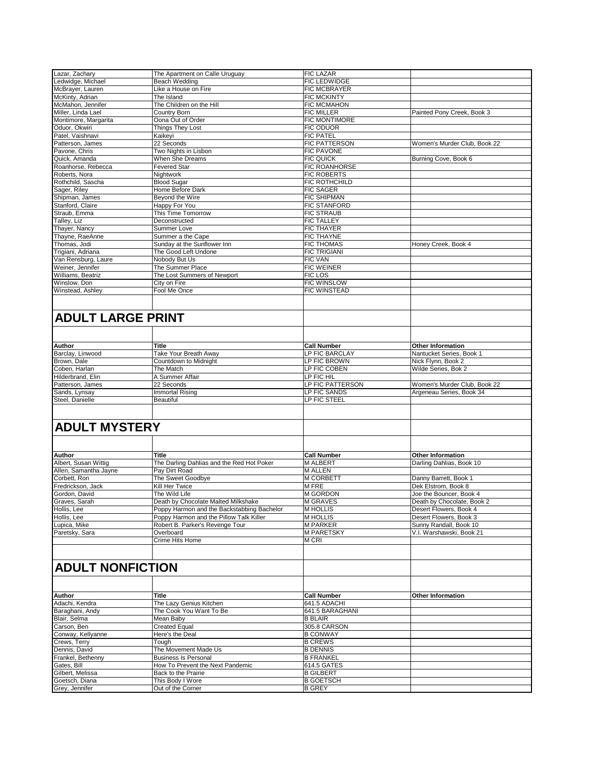| | | | |
|---|---|---|---|
| Lazar, Zachary | The Apartment on Calle Uruguay | FIC LAZAR | |
| Ledwidge, Michael | Beach Wedding | FIC LEDWIDGE | |
| McBrayer, Lauren | Like a House on Fire | FIC MCBRAYER | |
| McKinty, Adrian | The Island | FIC MCKINTY | |
| McMahon, Jennifer | The Children on the Hill | FIC MCMAHON | |
| Miller, Linda Lael | Country Born | FIC MILLER | Painted Pony Creek, Book 3 |
| Montimore, Margarita | Oona Out of Order | FIC MONTIMORE | |
| Oduor, Okwiri | Things They Lost | FIC ODUOR | |
| Patel, Vaishnavi | Kaikeyi | FIC PATEL | |
| Patterson, James | 22 Seconds | FIC PATTERSON | Women's Murder Club, Book 22 |
| Pavone, Chris | Two Nights in Lisbon | FIC PAVONE | |
| Quick, Amanda | When She Dreams | FIC QUICK | Burning Cove, Book 6 |
| Roanhorse, Rebecca | Fevered Star | FIC ROANHORSE | |
| Roberts, Nora | Nightwork | FIC ROBERTS | |
| Rothchild, Sascha | Blood Sugar | FIC ROTHCHILD | |
| Sager, Riley | Home Before Dark | FIC SAGER | |
| Shipman, James | Beyond the Wire | FIC SHIPMAN | |
| Stanford, Claire | Happy For You | FIC STANFORD | |
| Straub, Emma | This Time Tomorrow | FIC STRAUB | |
| Talley, Liz | Deconstructed | FIC TALLEY | |
| Thayer, Nancy | Summer Love | FIC THAYER | |
| Thayne, RaeAnne | Summer a the Cape | FIC THAYNE | |
| Thomas, Jodi | Sunday at the Sunflower Inn | FIC THOMAS | Honey Creek, Book 4 |
| Trigiani, Adriana | The Good Left Undone | FIC TRIGIANI | |
| Van Rensburg, Laure | Nobody But Us | FIC VAN | |
| Weiner, Jennifer | The Summer Place | FIC WEINER | |
| Williams, Beatriz | The Lost Summers of Newport | FIC LOS | |
| Winslow, Don | City on Fire | FIC WINSLOW | |
| Winstead, Ashley | Fool Me Once | FIC WINSTEAD | |

## ADULT LARGE PRINT

| Author | Title | Call Number | Other Information |
|---|---|---|---|
| Barclay, Linwood | Take Your Breath Away | LP FIC BARCLAY | Nantucket Series, Book 1 |
| Brown, Dale | Countdown to Midnight | LP FIC BROWN | Nick Flynn, Book 2 |
| Coben, Harlan | The Match | LP FIC COBEN | Wilde Series, Bok 2 |
| Hilderbrand, Elin | A Summer Affair | LP FIC HIL | |
| Patterson, James | 22 Seconds | LP FIC PATTERSON | Women's Murder Club, Book 22 |
| Sands, Lynsay | Immortal Rising | LP FIC SANDS | Argeneau Series, Book 34 |
| Steel, Danielle | Beautiful | LP FIC STEEL | |

## ADULT MYSTERY

| Author | Title | Call Number | Other Information |
|---|---|---|---|
| Albert, Susan Wittig | The Darling Dahlias and the Red Hot Poker | M ALBERT | Darling Dahlias, Book 10 |
| Allen, Samantha Jayne | Pay Dirt Road | M ALLEN | |
| Corbett, Ron | The Sweet Goodbye | M CORBETT | Danny Barrett, Book 1 |
| Fredrickson, Jack | Kill Her Twice | M FRE | Dek Elstrom, Book 8 |
| Gordon, David | The Wild Life | M GORDON | Joe the Bouncer, Book 4 |
| Graves, Sarah | Death by Chocolate Malted Milkshake | M GRAVES | Death by Chocolate, Book 2 |
| Hollis, Lee | Poppy Harmon and the Backstabbing Bachelor | M HOLLIS | Desert Flowers, Book 4 |
| Hollis, Lee | Poppy Harmon and the Pillow Talk Killer | M HOLLIS | Desert Flowers, Book 3 |
| Lupica, Mike | Robert B. Parker's Revenge Tour | M PARKER | Sunny Randall, Book 10 |
| Paretsky, Sara | Overboard | M PARETSKY | V.I. Warshawski, Book 21 |
| | Crime Hits Home | M CRI | |

## ADULT NONFICTION

| Author | Title | Call Number | Other Information |
|---|---|---|---|
| Adachi, Kendra | The Lazy Genius Kitchen | 641.5 ADACHI | |
| Baraghani, Andy | The Cook You Want To Be | 641.5 BARAGHANI | |
| Blair, Selma | Mean Baby | B BLAIR | |
| Carson, Ben | Created Equal | 305.8 CARSON | |
| Conway, Kellyanne | Here's the Deal | B CONWAY | |
| Crews, Terry | Tough | B CREWS | |
| Dennis, David | The Movement Made Us | B DENNIS | |
| Frankel, Bethenny | Business Is Personal | B FRANKEL | |
| Gates, Bill | How To Prevent the Next Pandemic | 614.5 GATES | |
| Gilbert, Melissa | Back to the Prairie | B GILBERT | |
| Goetsch, Diana | This Body I Wore | B GOETSCH | |
| Grey, Jennifer | Out of the Corner | B GREY | |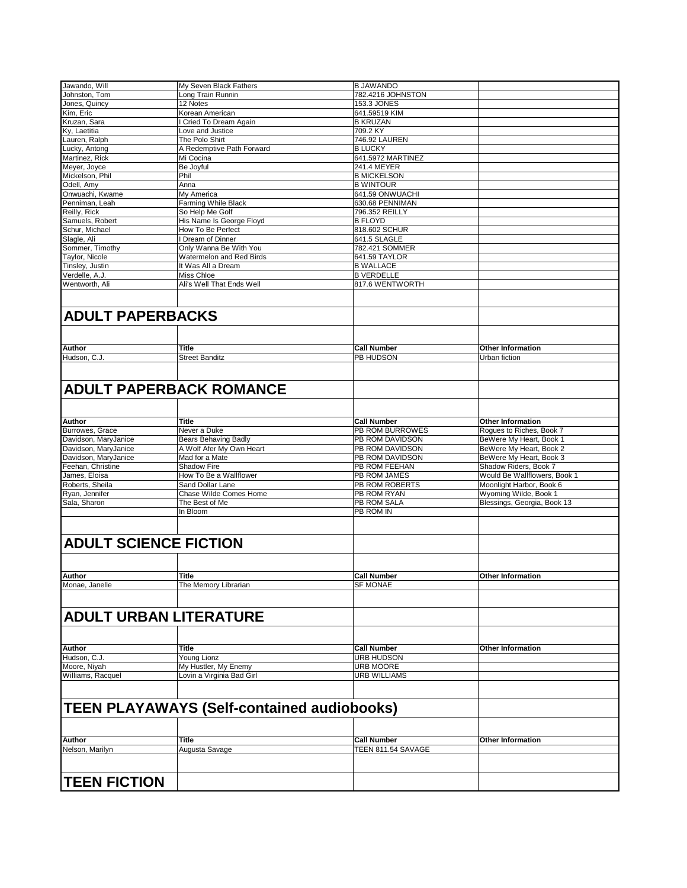| | | | |
|---|---|---|---|
| Jawando, Will | My Seven Black Fathers | B JAWANDO | |
| Johnston, Tom | Long Train Runnin | 782.4216 JOHNSTON | |
| Jones, Quincy | 12 Notes | 153.3 JONES | |
| Kim, Eric | Korean American | 641.59519 KIM | |
| Kruzan, Sara | I Cried To Dream Again | B KRUZAN | |
| Ky, Laetitia | Love and Justice | 709.2 KY | |
| Lauren, Ralph | The Polo Shirt | 746.92 LAUREN | |
| Lucky, Antong | A Redemptive Path Forward | B LUCKY | |
| Martinez, Rick | Mi Cocina | 641.5972 MARTINEZ | |
| Meyer, Joyce | Be Joyful | 241.4 MEYER | |
| Mickelson, Phil | Phil | B MICKELSON | |
| Odell, Amy | Anna | B WINTOUR | |
| Onwuachi, Kwame | My America | 641.59 ONWUACHI | |
| Penniman, Leah | Farming While Black | 630.68 PENNIMAN | |
| Reilly, Rick | So Help Me Golf | 796.352 REILLY | |
| Samuels, Robert | His Name Is George Floyd | B FLOYD | |
| Schur, Michael | How To Be Perfect | 818.602 SCHUR | |
| Slagle, Ali | I Dream of Dinner | 641.5 SLAGLE | |
| Sommer, Timothy | Only Wanna Be With You | 782.421 SOMMER | |
| Taylor, Nicole | Watermelon and Red Birds | 641.59 TAYLOR | |
| Tinsley, Justin | It Was All a Dream | B WALLACE | |
| Verdelle, A.J. | Miss Chloe | B VERDELLE | |
| Wentworth, Ali | Ali's Well That Ends Well | 817.6 WENTWORTH | |

## ADULT PAPERBACKS

| Author | Title | Call Number | Other Information |
|---|---|---|---|
| Hudson, C.J. | Street Banditz | PB HUDSON | Urban fiction |

## ADULT PAPERBACK ROMANCE

| Author | Title | Call Number | Other Information |
|---|---|---|---|
| Burrowes, Grace | Never a Duke | PB ROM BURROWES | Rogues to Riches, Book 7 |
| Davidson, MaryJanice | Bears Behaving Badly | PB ROM DAVIDSON | BeWere My Heart, Book 1 |
| Davidson, MaryJanice | A Wolf Afer My Own Heart | PB ROM DAVIDSON | BeWere My Heart, Book 2 |
| Davidson, MaryJanice | Mad for a Mate | PB ROM DAVIDSON | BeWere My Heart, Book 3 |
| Feehan, Christine | Shadow Fire | PB ROM FEEHAN | Shadow Riders, Book 7 |
| James, Eloisa | How To Be a Wallflower | PB ROM JAMES | Would Be Wallflowers, Book 1 |
| Roberts, Sheila | Sand Dollar Lane | PB ROM ROBERTS | Moonlight Harbor, Book 6 |
| Ryan, Jennifer | Chase Wilde Comes Home | PB ROM RYAN | Wyoming Wilde, Book 1 |
| Sala, Sharon | The Best of Me | PB ROM SALA | Blessings, Georgia, Book 13 |
| | In Bloom | PB ROM IN | |

## ADULT SCIENCE FICTION

| Author | Title | Call Number | Other Information |
|---|---|---|---|
| Monae, Janelle | The Memory Librarian | SF MONAE | |

## ADULT URBAN LITERATURE

| Author | Title | Call Number | Other Information |
|---|---|---|---|
| Hudson, C.J. | Young Lionz | URB HUDSON | |
| Moore, Niyah | My Hustler, My Enemy | URB MOORE | |
| Williams, Racquel | Lovin a Virginia Bad Girl | URB WILLIAMS | |

## TEEN PLAYAWAYS (Self-contained audiobooks)

| Author | Title | Call Number | Other Information |
|---|---|---|---|
| Nelson, Marilyn | Augusta Savage | TEEN 811.54 SAVAGE | |

## TEEN FICTION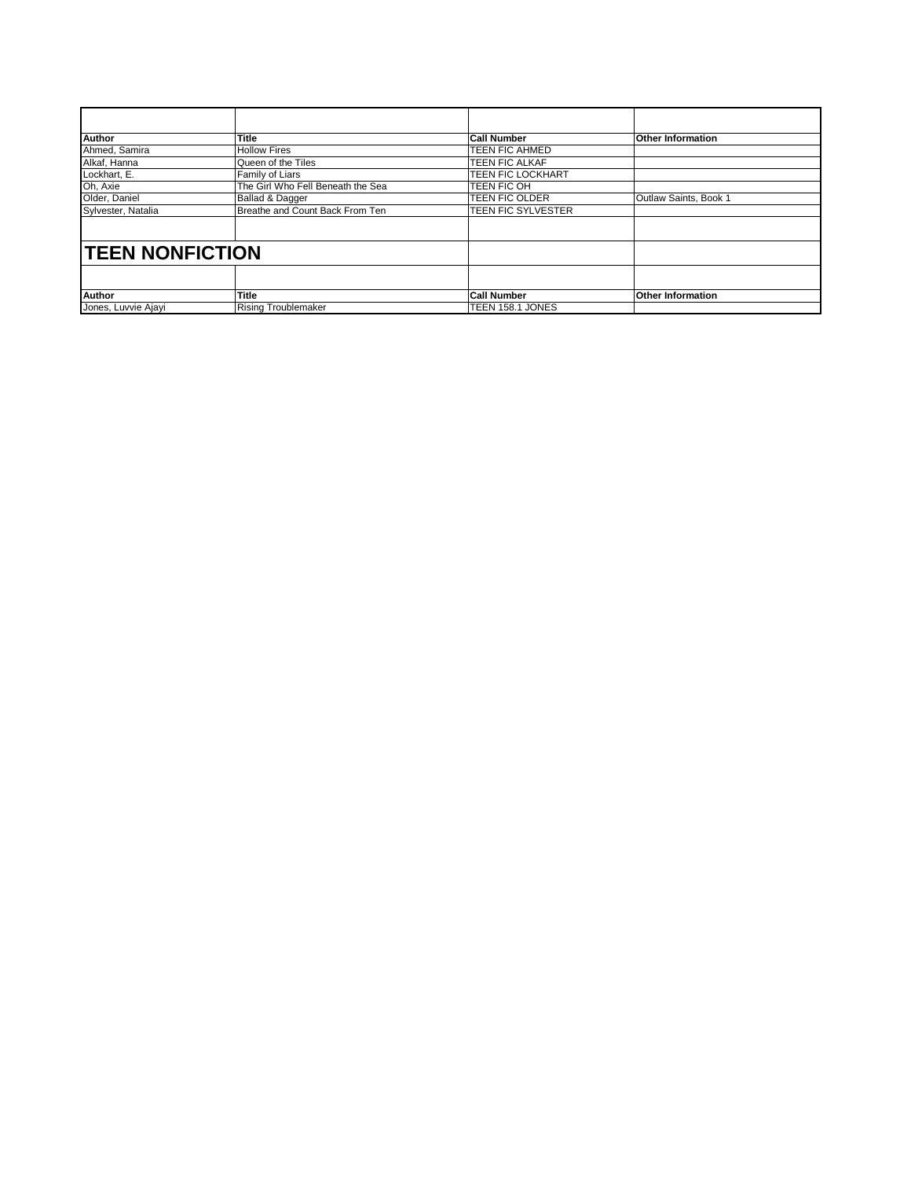| Author | Title | Call Number | Other Information |
|---|---|---|---|
| Ahmed, Samira | Hollow Fires | TEEN FIC AHMED | |
| Alkaf, Hanna | Queen of the Tiles | TEEN FIC ALKAF | |
| Lockhart, E. | Family of Liars | TEEN FIC LOCKHART | |
| Oh, Axie | The Girl Who Fell Beneath the Sea | TEEN FIC OH | |
| Older, Daniel | Ballad & Dagger | TEEN FIC OLDER | Outlaw Saints, Book 1 |
| Sylvester, Natalia | Breathe and Count Back From Ten | TEEN FIC SYLVESTER | |

## TEEN NONFICTION

| Author | Title | Call Number | Other Information |
|---|---|---|---|
| Jones, Luvvie Ajayi | Rising Troublemaker | TEEN 158.1 JONES | |